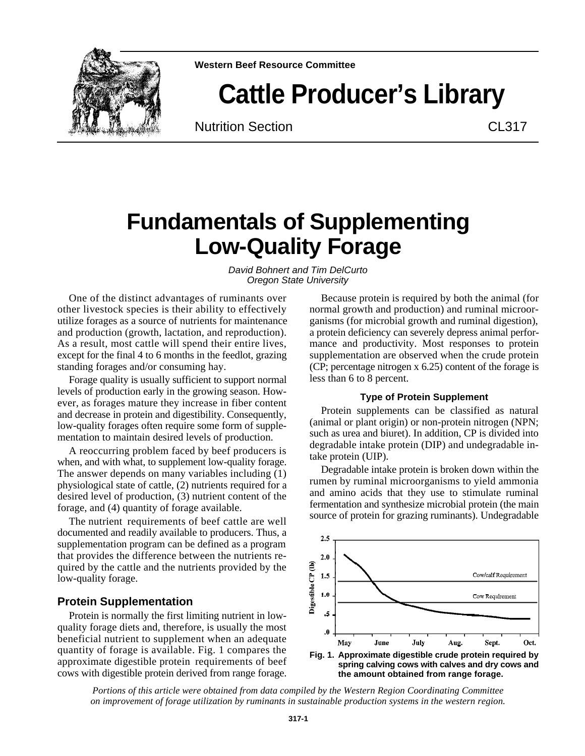Western Beef Resource Committee

# Cattle Producer's Library

Nutrition Section CL317

# Fundamentals of Supplementing Low-Quality Forage

*David Bohnert and Tim DelCurto*
*Oregon State University*

One of the distinct advantages of ruminants over other livestock species is their ability to effectively utilize forages as a source of nutrients for maintenance and production (growth, lactation, and reproduction). As a result, most cattle will spend their entire lives, except for the final 4 to 6 months in the feedlot, grazing standing forages and/or consuming hay.

Forage quality is usually sufficient to support normal levels of production early in the growing season. However, as forages mature they increase in fiber content and decrease in protein and digestibility. Consequently, low-quality forages often require some form of supplementation to maintain desired levels of production.

A reoccurring problem faced by beef producers is when, and with what, to supplement low-quality forage. The answer depends on many variables including (1) physiological state of cattle, (2) nutrients required for a desired level of production, (3) nutrient content of the forage, and (4) quantity of forage available.

The nutrient requirements of beef cattle are well documented and readily available to producers. Thus, a supplementation program can be defined as a program that provides the difference between the nutrients required by the cattle and the nutrients provided by the low-quality forage.

## Protein Supplementation

Protein is normally the first limiting nutrient in low-quality forage diets and, therefore, is usually the most beneficial nutrient to supplement when an adequate quantity of forage is available. Fig. 1 compares the approximate digestible protein requirements of beef cows with digestible protein derived from range forage.

Because protein is required by both the animal (for normal growth and production) and ruminal microorganisms (for microbial growth and ruminal digestion), a protein deficiency can severely depress animal performance and productivity. Most responses to protein supplementation are observed when the crude protein (CP; percentage nitrogen x 6.25) content of the forage is less than 6 to 8 percent.

### Type of Protein Supplement

Protein supplements can be classified as natural (animal or plant origin) or non-protein nitrogen (NPN; such as urea and biuret). In addition, CP is divided into degradable intake protein (DIP) and undegradable intake protein (UIP).

Degradable intake protein is broken down within the rumen by ruminal microorganisms to yield ammonia and amino acids that they use to stimulate ruminal fermentation and synthesize microbial protein (the main source of protein for grazing ruminants). Undegradable

**Fig. 1. Approximate digestible crude protein required by spring calving cows with calves and dry cows and the amount obtained from range forage.**

*Portions of this article were obtained from data compiled by the Western Region Coordinating Committee on improvement of forage utilization by ruminants in sustainable production systems in the western region.*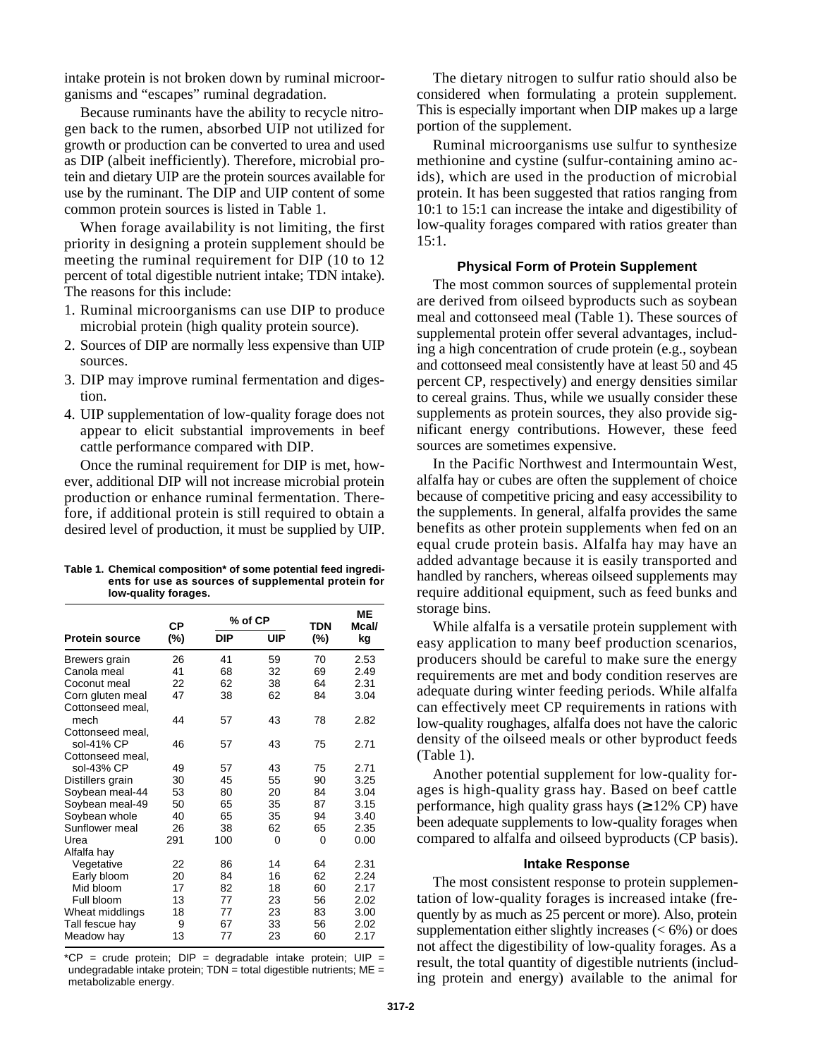intake protein is not broken down by ruminal microorganisms and "escapes" ruminal degradation.

Because ruminants have the ability to recycle nitrogen back to the rumen, absorbed UIP not utilized for growth or production can be converted to urea and used as DIP (albeit inefficiently). Therefore, microbial protein and dietary UIP are the protein sources available for use by the ruminant. The DIP and UIP content of some common protein sources is listed in Table 1.

When forage availability is not limiting, the first priority in designing a protein supplement should be meeting the ruminal requirement for DIP (10 to 12 percent of total digestible nutrient intake; TDN intake). The reasons for this include:

1. Ruminal microorganisms can use DIP to produce microbial protein (high quality protein source).
2. Sources of DIP are normally less expensive than UIP sources.
3. DIP may improve ruminal fermentation and digestion.
4. UIP supplementation of low-quality forage does not appear to elicit substantial improvements in beef cattle performance compared with DIP.

Once the ruminal requirement for DIP is met, however, additional DIP will not increase microbial protein production or enhance ruminal fermentation. Therefore, if additional protein is still required to obtain a desired level of production, it must be supplied by UIP.

**Table 1. Chemical composition* of some potential feed ingredients for use as sources of supplemental protein for low-quality forages.**

| Protein source | CP (%) | % of CP DIP | % of CP UIP | TDN (%) | ME Mcal/kg |
|---|---|---|---|---|---|
| Brewers grain | 26 | 41 | 59 | 70 | 2.53 |
| Canola meal | 41 | 68 | 32 | 69 | 2.49 |
| Coconut meal | 22 | 62 | 38 | 64 | 2.31 |
| Corn gluten meal | 47 | 38 | 62 | 84 | 3.04 |
| Cottonseed meal, mech | 44 | 57 | 43 | 78 | 2.82 |
| Cottonseed meal, sol-41% CP | 46 | 57 | 43 | 75 | 2.71 |
| Cottonseed meal, sol-43% CP | 49 | 57 | 43 | 75 | 2.71 |
| Distillers grain | 30 | 45 | 55 | 90 | 3.25 |
| Soybean meal-44 | 53 | 80 | 20 | 84 | 3.04 |
| Soybean meal-49 | 50 | 65 | 35 | 87 | 3.15 |
| Soybean whole | 40 | 65 | 35 | 94 | 3.40 |
| Sunflower meal | 26 | 38 | 62 | 65 | 2.35 |
| Urea | 291 | 100 | 0 | 0 | 0.00 |
| Alfalfa hay | | | | | |
| Vegetative | 22 | 86 | 14 | 64 | 2.31 |
| Early bloom | 20 | 84 | 16 | 62 | 2.24 |
| Mid bloom | 17 | 82 | 18 | 60 | 2.17 |
| Full bloom | 13 | 77 | 23 | 56 | 2.02 |
| Wheat middlings | 18 | 77 | 23 | 83 | 3.00 |
| Tall fescue hay | 9 | 67 | 33 | 56 | 2.02 |
| Meadow hay | 13 | 77 | 23 | 60 | 2.17 |

*CP = crude protein; DIP = degradable intake protein; UIP = undegradable intake protein; TDN = total digestible nutrients; ME = metabolizable energy.

The dietary nitrogen to sulfur ratio should also be considered when formulating a protein supplement. This is especially important when DIP makes up a large portion of the supplement.

Ruminal microorganisms use sulfur to synthesize methionine and cystine (sulfur-containing amino acids), which are used in the production of microbial protein. It has been suggested that ratios ranging from 10:1 to 15:1 can increase the intake and digestibility of low-quality forages compared with ratios greater than 15:1.

### Physical Form of Protein Supplement

The most common sources of supplemental protein are derived from oilseed byproducts such as soybean meal and cottonseed meal (Table 1). These sources of supplemental protein offer several advantages, including a high concentration of crude protein (e.g., soybean and cottonseed meal consistently have at least 50 and 45 percent CP, respectively) and energy densities similar to cereal grains. Thus, while we usually consider these supplements as protein sources, they also provide significant energy contributions. However, these feed sources are sometimes expensive.

In the Pacific Northwest and Intermountain West, alfalfa hay or cubes are often the supplement of choice because of competitive pricing and easy accessibility to the supplements. In general, alfalfa provides the same benefits as other protein supplements when fed on an equal crude protein basis. Alfalfa hay may have an added advantage because it is easily transported and handled by ranchers, whereas oilseed supplements may require additional equipment, such as feed bunks and storage bins.

While alfalfa is a versatile protein supplement with easy application to many beef production scenarios, producers should be careful to make sure the energy requirements are met and body condition reserves are adequate during winter feeding periods. While alfalfa can effectively meet CP requirements in rations with low-quality roughages, alfalfa does not have the caloric density of the oilseed meals or other byproduct feeds (Table 1).

Another potential supplement for low-quality forages is high-quality grass hay. Based on beef cattle performance, high quality grass hays (≥ 12% CP) have been adequate supplements to low-quality forages when compared to alfalfa and oilseed byproducts (CP basis).

### Intake Response

The most consistent response to protein supplementation of low-quality forages is increased intake (frequently by as much as 25 percent or more). Also, protein supplementation either slightly increases (< 6%) or does not affect the digestibility of low-quality forages. As a result, the total quantity of digestible nutrients (including protein and energy) available to the animal for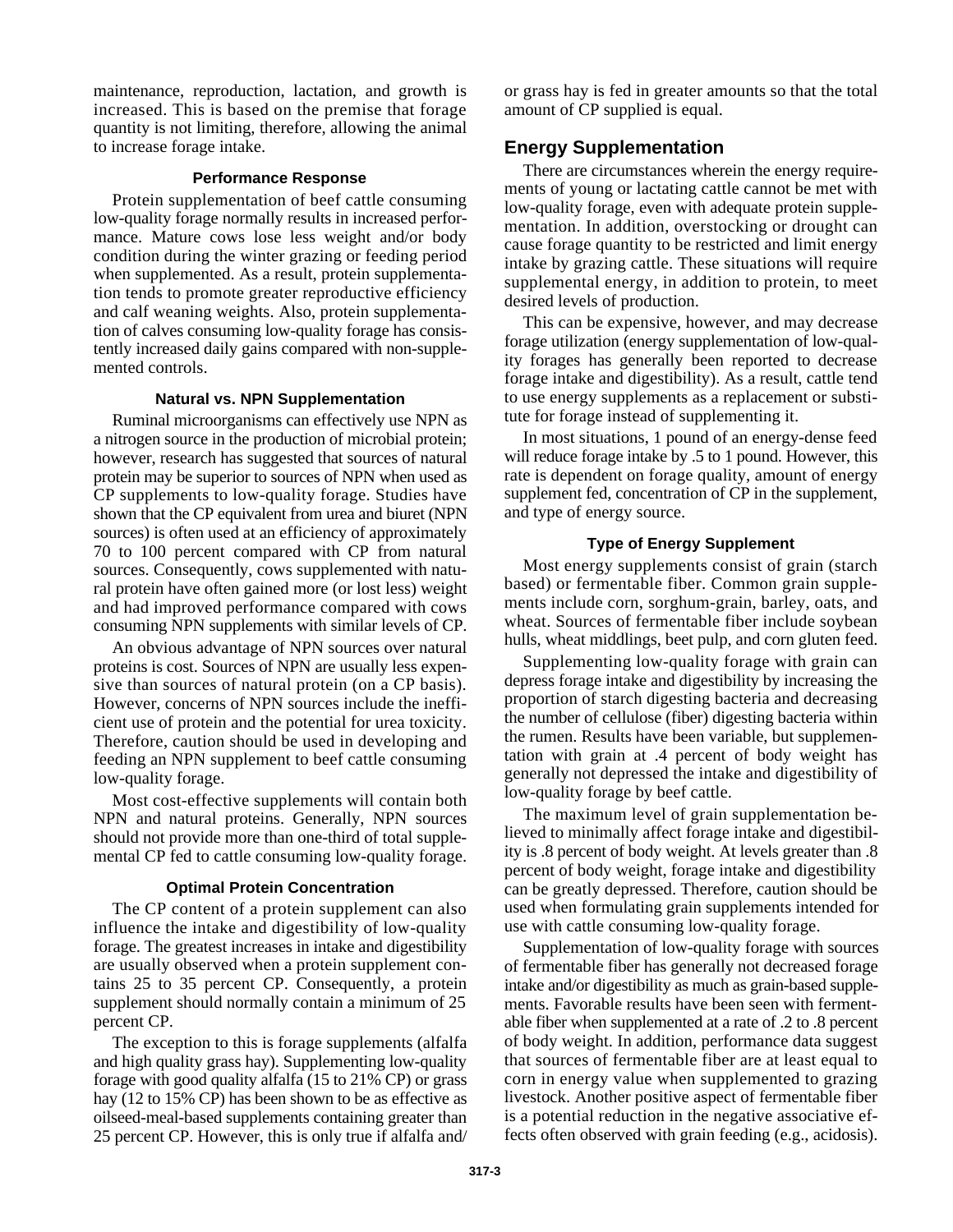maintenance, reproduction, lactation, and growth is increased. This is based on the premise that forage quantity is not limiting, therefore, allowing the animal to increase forage intake.

### Performance Response

Protein supplementation of beef cattle consuming low-quality forage normally results in increased performance. Mature cows lose less weight and/or body condition during the winter grazing or feeding period when supplemented. As a result, protein supplementation tends to promote greater reproductive efficiency and calf weaning weights. Also, protein supplementation of calves consuming low-quality forage has consistently increased daily gains compared with non-supplemented controls.

### Natural vs. NPN Supplementation

Ruminal microorganisms can effectively use NPN as a nitrogen source in the production of microbial protein; however, research has suggested that sources of natural protein may be superior to sources of NPN when used as CP supplements to low-quality forage. Studies have shown that the CP equivalent from urea and biuret (NPN sources) is often used at an efficiency of approximately 70 to 100 percent compared with CP from natural sources. Consequently, cows supplemented with natural protein have often gained more (or lost less) weight and had improved performance compared with cows consuming NPN supplements with similar levels of CP.

An obvious advantage of NPN sources over natural proteins is cost. Sources of NPN are usually less expensive than sources of natural protein (on a CP basis). However, concerns of NPN sources include the inefficient use of protein and the potential for urea toxicity. Therefore, caution should be used in developing and feeding an NPN supplement to beef cattle consuming low-quality forage.

Most cost-effective supplements will contain both NPN and natural proteins. Generally, NPN sources should not provide more than one-third of total supplemental CP fed to cattle consuming low-quality forage.

### Optimal Protein Concentration

The CP content of a protein supplement can also influence the intake and digestibility of low-quality forage. The greatest increases in intake and digestibility are usually observed when a protein supplement contains 25 to 35 percent CP. Consequently, a protein supplement should normally contain a minimum of 25 percent CP.

The exception to this is forage supplements (alfalfa and high quality grass hay). Supplementing low-quality forage with good quality alfalfa (15 to 21% CP) or grass hay (12 to 15% CP) has been shown to be as effective as oilseed-meal-based supplements containing greater than 25 percent CP. However, this is only true if alfalfa and/or grass hay is fed in greater amounts so that the total amount of CP supplied is equal.

## Energy Supplementation

There are circumstances wherein the energy requirements of young or lactating cattle cannot be met with low-quality forage, even with adequate protein supplementation. In addition, overstocking or drought can cause forage quantity to be restricted and limit energy intake by grazing cattle. These situations will require supplemental energy, in addition to protein, to meet desired levels of production.

This can be expensive, however, and may decrease forage utilization (energy supplementation of low-quality forages has generally been reported to decrease forage intake and digestibility). As a result, cattle tend to use energy supplements as a replacement or substitute for forage instead of supplementing it.

In most situations, 1 pound of an energy-dense feed will reduce forage intake by .5 to 1 pound. However, this rate is dependent on forage quality, amount of energy supplement fed, concentration of CP in the supplement, and type of energy source.

### Type of Energy Supplement

Most energy supplements consist of grain (starch based) or fermentable fiber. Common grain supplements include corn, sorghum-grain, barley, oats, and wheat. Sources of fermentable fiber include soybean hulls, wheat middlings, beet pulp, and corn gluten feed.

Supplementing low-quality forage with grain can depress forage intake and digestibility by increasing the proportion of starch digesting bacteria and decreasing the number of cellulose (fiber) digesting bacteria within the rumen. Results have been variable, but supplementation with grain at .4 percent of body weight has generally not depressed the intake and digestibility of low-quality forage by beef cattle.

The maximum level of grain supplementation believed to minimally affect forage intake and digestibility is .8 percent of body weight. At levels greater than .8 percent of body weight, forage intake and digestibility can be greatly depressed. Therefore, caution should be used when formulating grain supplements intended for use with cattle consuming low-quality forage.

Supplementation of low-quality forage with sources of fermentable fiber has generally not decreased forage intake and/or digestibility as much as grain-based supplements. Favorable results have been seen with fermentable fiber when supplemented at a rate of .2 to .8 percent of body weight. In addition, performance data suggest that sources of fermentable fiber are at least equal to corn in energy value when supplemented to grazing livestock. Another positive aspect of fermentable fiber is a potential reduction in the negative associative effects often observed with grain feeding (e.g., acidosis).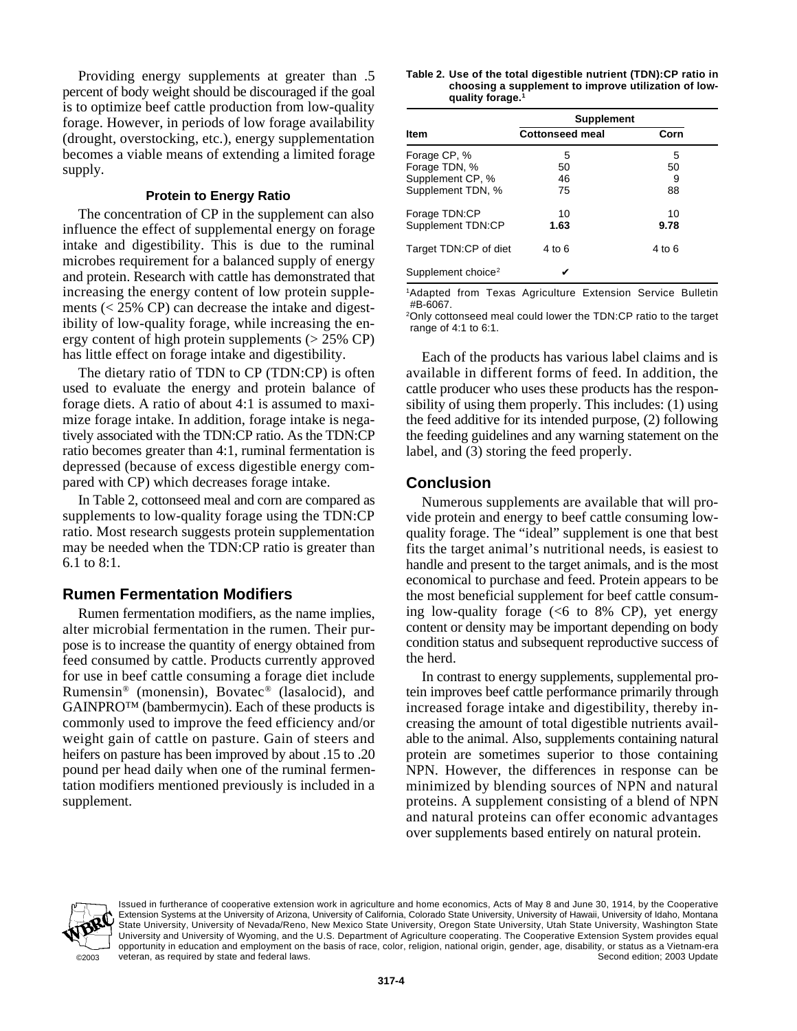Providing energy supplements at greater than .5 percent of body weight should be discouraged if the goal is to optimize beef cattle production from low-quality forage. However, in periods of low forage availability (drought, overstocking, etc.), energy supplementation becomes a viable means of extending a limited forage supply.

### Protein to Energy Ratio

The concentration of CP in the supplement can also influence the effect of supplemental energy on forage intake and digestibility. This is due to the ruminal microbes requirement for a balanced supply of energy and protein. Research with cattle has demonstrated that increasing the energy content of low protein supplements (< 25% CP) can decrease the intake and digestibility of low-quality forage, while increasing the energy content of high protein supplements (> 25% CP) has little effect on forage intake and digestibility.

The dietary ratio of TDN to CP (TDN:CP) is often used to evaluate the energy and protein balance of forage diets. A ratio of about 4:1 is assumed to maximize forage intake. In addition, forage intake is negatively associated with the TDN:CP ratio. As the TDN:CP ratio becomes greater than 4:1, ruminal fermentation is depressed (because of excess digestible energy compared with CP) which decreases forage intake.

In Table 2, cottonseed meal and corn are compared as supplements to low-quality forage using the TDN:CP ratio. Most research suggests protein supplementation may be needed when the TDN:CP ratio is greater than 6.1 to 8:1.

**Table 2. Use of the total digestible nutrient (TDN):CP ratio in choosing a supplement to improve utilization of low-quality forage.[1]**

| | Supplement | |
|---|---|---|
| Item | Cottonseed meal | Corn |
| Forage CP, % | 5 | 5 |
| Forage TDN, % | 50 | 50 |
| Supplement CP, % | 46 | 9 |
| Supplement TDN, % | 75 | 88 |
| Forage TDN:CP | 10 | 10 |
| Supplement TDN:CP | **1.63** | **9.78** |
| Target TDN:CP of diet | 4 to 6 | 4 to 6 |
| Supplement choice[2] | ✔ | |

[1]Adapted from Texas Agriculture Extension Service Bulletin #B-6067.

[2]Only cottonseed meal could lower the TDN:CP ratio to the target range of 4:1 to 6:1.

## Rumen Fermentation Modifiers

Rumen fermentation modifiers, as the name implies, alter microbial fermentation in the rumen. Their purpose is to increase the quantity of energy obtained from feed consumed by cattle. Products currently approved for use in beef cattle consuming a forage diet include Rumensin® (monensin), Bovatec® (lasalocid), and GAINPRO™ (bambermycin). Each of these products is commonly used to improve the feed efficiency and/or weight gain of cattle on pasture. Gain of steers and heifers on pasture has been improved by about .15 to .20 pound per head daily when one of the ruminal fermentation modifiers mentioned previously is included in a supplement.

Each of the products has various label claims and is available in different forms of feed. In addition, the cattle producer who uses these products has the responsibility of using them properly. This includes: (1) using the feed additive for its intended purpose, (2) following the feeding guidelines and any warning statement on the label, and (3) storing the feed properly.

## Conclusion

Numerous supplements are available that will provide protein and energy to beef cattle consuming low-quality forage. The "ideal" supplement is one that best fits the target animal's nutritional needs, is easiest to handle and present to the target animals, and is the most economical to purchase and feed. Protein appears to be the most beneficial supplement for beef cattle consuming low-quality forage (<6 to 8% CP), yet energy content or density may be important depending on body condition status and subsequent reproductive success of the herd.

In contrast to energy supplements, supplemental protein improves beef cattle performance primarily through increased forage intake and digestibility, thereby increasing the amount of total digestible nutrients available to the animal. Also, supplements containing natural protein are sometimes superior to those containing NPN. However, the differences in response can be minimized by blending sources of NPN and natural proteins. A supplement consisting of a blend of NPN and natural proteins can offer economic advantages over supplements based entirely on natural protein.

Issued in furtherance of cooperative extension work in agriculture and home economics, Acts of May 8 and June 30, 1914, by the Cooperative Extension Systems at the University of Arizona, University of California, Colorado State University, University of Hawaii, University of Idaho, Montana State University, University of Nevada/Reno, New Mexico State University, Oregon State University, Utah State University, Washington State University and University of Wyoming, and the U.S. Department of Agriculture cooperating. The Cooperative Extension System provides equal opportunity in education and employment on the basis of race, color, religion, national origin, gender, age, disability, or status as a Vietnam-era veteran, as required by state and federal laws.

©2003 Second edition; 2003 Update

317-4